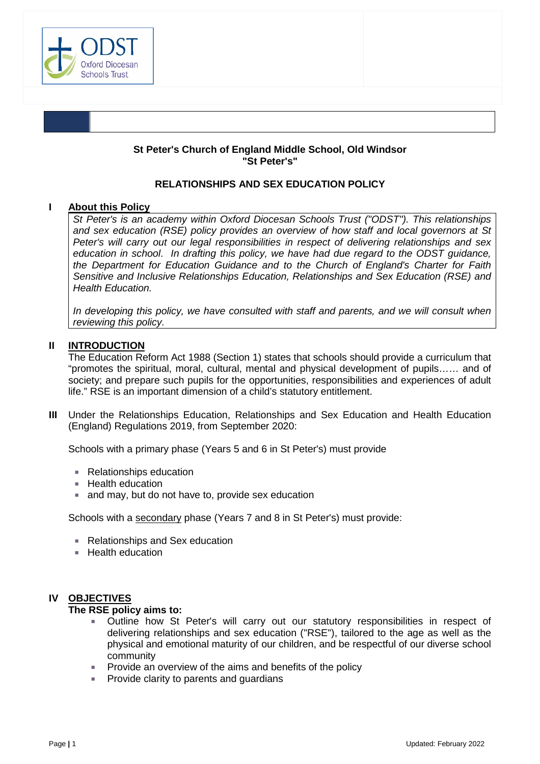**St Peter's Church of England Middle School, Old Windsor**
**"St Peter's"**

# RELATIONSHIPS AND SEX EDUCATION POLICY

## I About this Policy

*St Peter's is an academy within Oxford Diocesan Schools Trust ("ODST"). This relationships and sex education (RSE) policy provides an overview of how staff and local governors at St Peter's will carry out our legal responsibilities in respect of delivering relationships and sex education in school. In drafting this policy, we have had due regard to the ODST guidance, the Department for Education Guidance and to the Church of England's Charter for Faith Sensitive and Inclusive Relationships Education, Relationships and Sex Education (RSE) and Health Education.*

*In developing this policy, we have consulted with staff and parents, and we will consult when reviewing this policy.*

## II INTRODUCTION

The Education Reform Act 1988 (Section 1) states that schools should provide a curriculum that "promotes the spiritual, moral, cultural, mental and physical development of pupils…… and of society; and prepare such pupils for the opportunities, responsibilities and experiences of adult life." RSE is an important dimension of a child's statutory entitlement.

**III** Under the Relationships Education, Relationships and Sex Education and Health Education (England) Regulations 2019, from September 2020:

Schools with a primary phase (Years 5 and 6 in St Peter's) must provide

- Relationships education
- Health education
- and may, but do not have to, provide sex education

Schools with a secondary phase (Years 7 and 8 in St Peter's) must provide:

- Relationships and Sex education
- Health education

## IV OBJECTIVES

**The RSE policy aims to:**

- Outline how St Peter's will carry out our statutory responsibilities in respect of delivering relationships and sex education ("RSE"), tailored to the age as well as the physical and emotional maturity of our children, and be respectful of our diverse school community
- Provide an overview of the aims and benefits of the policy
- Provide clarity to parents and guardians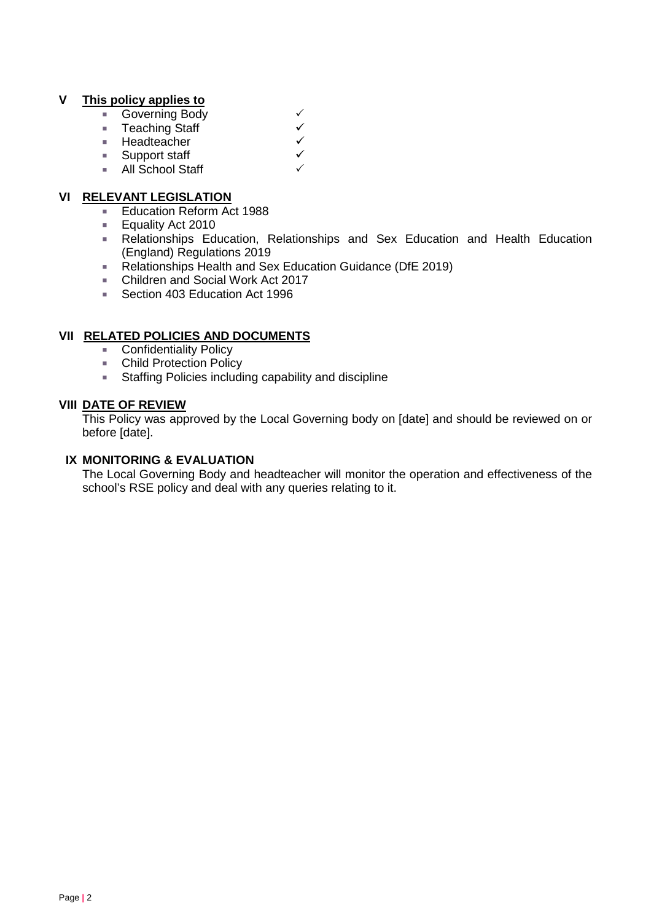## V This policy applies to

- Governing Body ✓
- Teaching Staff ✓
- Headteacher ✓
- Support staff ✓
- All School Staff ✓

## VI RELEVANT LEGISLATION

- Education Reform Act 1988
- Equality Act 2010
- Relationships Education, Relationships and Sex Education and Health Education (England) Regulations 2019
- Relationships Health and Sex Education Guidance (DfE 2019)
- Children and Social Work Act 2017
- Section 403 Education Act 1996

## VII RELATED POLICIES AND DOCUMENTS

- Confidentiality Policy
- Child Protection Policy
- Staffing Policies including capability and discipline

## VIII DATE OF REVIEW

This Policy was approved by the Local Governing body on [date] and should be reviewed on or before [date].

## IX MONITORING & EVALUATION

The Local Governing Body and headteacher will monitor the operation and effectiveness of the school's RSE policy and deal with any queries relating to it.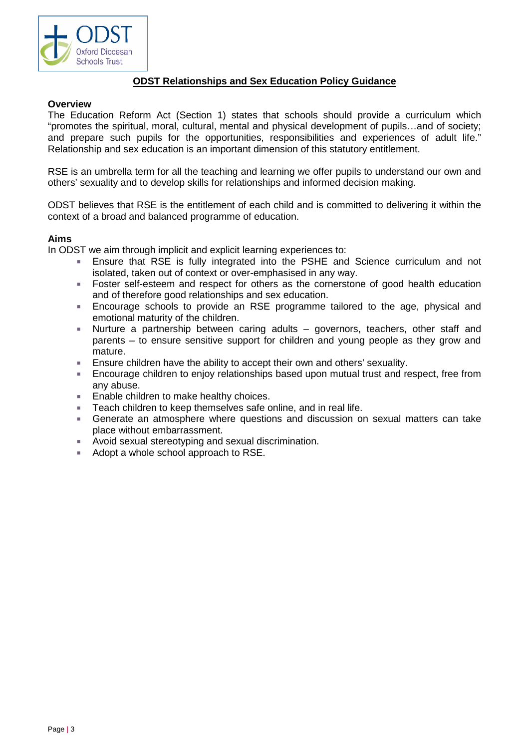## ODST Relationships and Sex Education Policy Guidance

**Overview**

The Education Reform Act (Section 1) states that schools should provide a curriculum which "promotes the spiritual, moral, cultural, mental and physical development of pupils…and of society; and prepare such pupils for the opportunities, responsibilities and experiences of adult life." Relationship and sex education is an important dimension of this statutory entitlement.

RSE is an umbrella term for all the teaching and learning we offer pupils to understand our own and others' sexuality and to develop skills for relationships and informed decision making.

ODST believes that RSE is the entitlement of each child and is committed to delivering it within the context of a broad and balanced programme of education.

**Aims**

In ODST we aim through implicit and explicit learning experiences to:

- Ensure that RSE is fully integrated into the PSHE and Science curriculum and not isolated, taken out of context or over-emphasised in any way.
- Foster self-esteem and respect for others as the cornerstone of good health education and of therefore good relationships and sex education.
- Encourage schools to provide an RSE programme tailored to the age, physical and emotional maturity of the children.
- Nurture a partnership between caring adults – governors, teachers, other staff and parents – to ensure sensitive support for children and young people as they grow and mature.
- Ensure children have the ability to accept their own and others' sexuality.
- Encourage children to enjoy relationships based upon mutual trust and respect, free from any abuse.
- Enable children to make healthy choices.
- Teach children to keep themselves safe online, and in real life.
- Generate an atmosphere where questions and discussion on sexual matters can take place without embarrassment.
- Avoid sexual stereotyping and sexual discrimination.
- Adopt a whole school approach to RSE.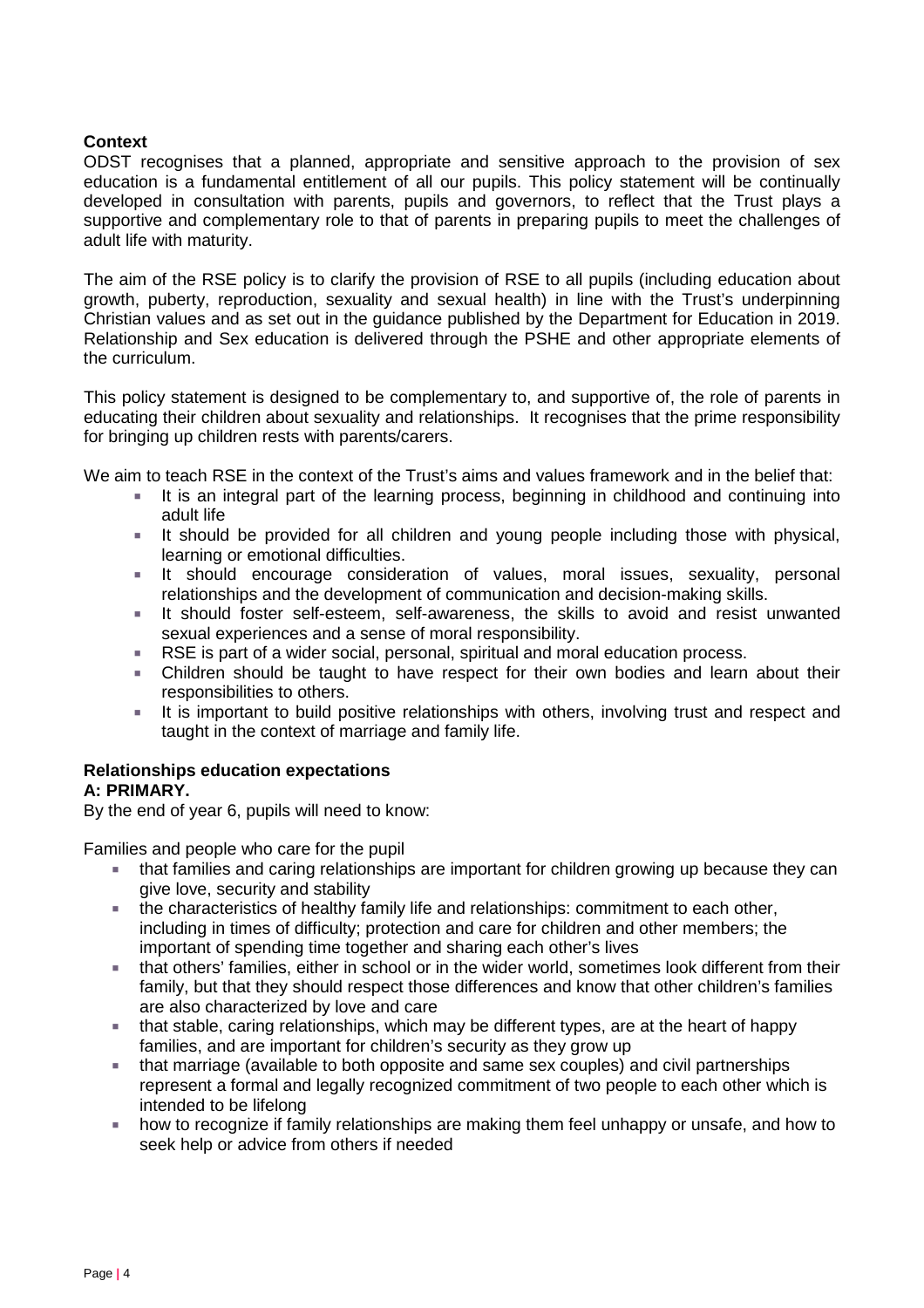**Context**

ODST recognises that a planned, appropriate and sensitive approach to the provision of sex education is a fundamental entitlement of all our pupils. This policy statement will be continually developed in consultation with parents, pupils and governors, to reflect that the Trust plays a supportive and complementary role to that of parents in preparing pupils to meet the challenges of adult life with maturity.

The aim of the RSE policy is to clarify the provision of RSE to all pupils (including education about growth, puberty, reproduction, sexuality and sexual health) in line with the Trust's underpinning Christian values and as set out in the guidance published by the Department for Education in 2019. Relationship and Sex education is delivered through the PSHE and other appropriate elements of the curriculum.

This policy statement is designed to be complementary to, and supportive of, the role of parents in educating their children about sexuality and relationships. It recognises that the prime responsibility for bringing up children rests with parents/carers.

We aim to teach RSE in the context of the Trust's aims and values framework and in the belief that:

- It is an integral part of the learning process, beginning in childhood and continuing into adult life
- It should be provided for all children and young people including those with physical, learning or emotional difficulties.
- It should encourage consideration of values, moral issues, sexuality, personal relationships and the development of communication and decision-making skills.
- It should foster self-esteem, self-awareness, the skills to avoid and resist unwanted sexual experiences and a sense of moral responsibility.
- RSE is part of a wider social, personal, spiritual and moral education process.
- Children should be taught to have respect for their own bodies and learn about their responsibilities to others.
- It is important to build positive relationships with others, involving trust and respect and taught in the context of marriage and family life.

**Relationships education expectations**

**A: PRIMARY.**

By the end of year 6, pupils will need to know:

Families and people who care for the pupil

- that families and caring relationships are important for children growing up because they can give love, security and stability
- the characteristics of healthy family life and relationships: commitment to each other, including in times of difficulty; protection and care for children and other members; the important of spending time together and sharing each other's lives
- that others' families, either in school or in the wider world, sometimes look different from their family, but that they should respect those differences and know that other children's families are also characterized by love and care
- that stable, caring relationships, which may be different types, are at the heart of happy families, and are important for children's security as they grow up
- that marriage (available to both opposite and same sex couples) and civil partnerships represent a formal and legally recognized commitment of two people to each other which is intended to be lifelong
- how to recognize if family relationships are making them feel unhappy or unsafe, and how to seek help or advice from others if needed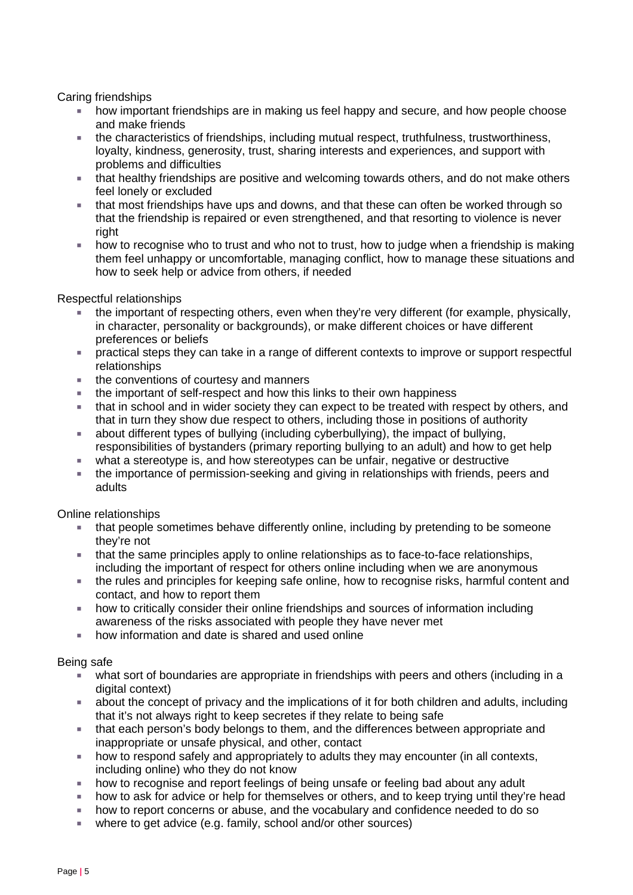Caring friendships

- how important friendships are in making us feel happy and secure, and how people choose and make friends
- the characteristics of friendships, including mutual respect, truthfulness, trustworthiness, loyalty, kindness, generosity, trust, sharing interests and experiences, and support with problems and difficulties
- that healthy friendships are positive and welcoming towards others, and do not make others feel lonely or excluded
- that most friendships have ups and downs, and that these can often be worked through so that the friendship is repaired or even strengthened, and that resorting to violence is never right
- how to recognise who to trust and who not to trust, how to judge when a friendship is making them feel unhappy or uncomfortable, managing conflict, how to manage these situations and how to seek help or advice from others, if needed

Respectful relationships

- the important of respecting others, even when they're very different (for example, physically, in character, personality or backgrounds), or make different choices or have different preferences or beliefs
- practical steps they can take in a range of different contexts to improve or support respectful relationships
- the conventions of courtesy and manners
- the important of self-respect and how this links to their own happiness
- that in school and in wider society they can expect to be treated with respect by others, and that in turn they show due respect to others, including those in positions of authority
- about different types of bullying (including cyberbullying), the impact of bullying, responsibilities of bystanders (primary reporting bullying to an adult) and how to get help
- what a stereotype is, and how stereotypes can be unfair, negative or destructive
- the importance of permission-seeking and giving in relationships with friends, peers and adults

Online relationships

- that people sometimes behave differently online, including by pretending to be someone they're not
- that the same principles apply to online relationships as to face-to-face relationships, including the important of respect for others online including when we are anonymous
- the rules and principles for keeping safe online, how to recognise risks, harmful content and contact, and how to report them
- how to critically consider their online friendships and sources of information including awareness of the risks associated with people they have never met
- how information and date is shared and used online

Being safe

- what sort of boundaries are appropriate in friendships with peers and others (including in a digital context)
- about the concept of privacy and the implications of it for both children and adults, including that it's not always right to keep secretes if they relate to being safe
- that each person's body belongs to them, and the differences between appropriate and inappropriate or unsafe physical, and other, contact
- how to respond safely and appropriately to adults they may encounter (in all contexts, including online) who they do not know
- how to recognise and report feelings of being unsafe or feeling bad about any adult
- how to ask for advice or help for themselves or others, and to keep trying until they're head
- how to report concerns or abuse, and the vocabulary and confidence needed to do so
- where to get advice (e.g. family, school and/or other sources)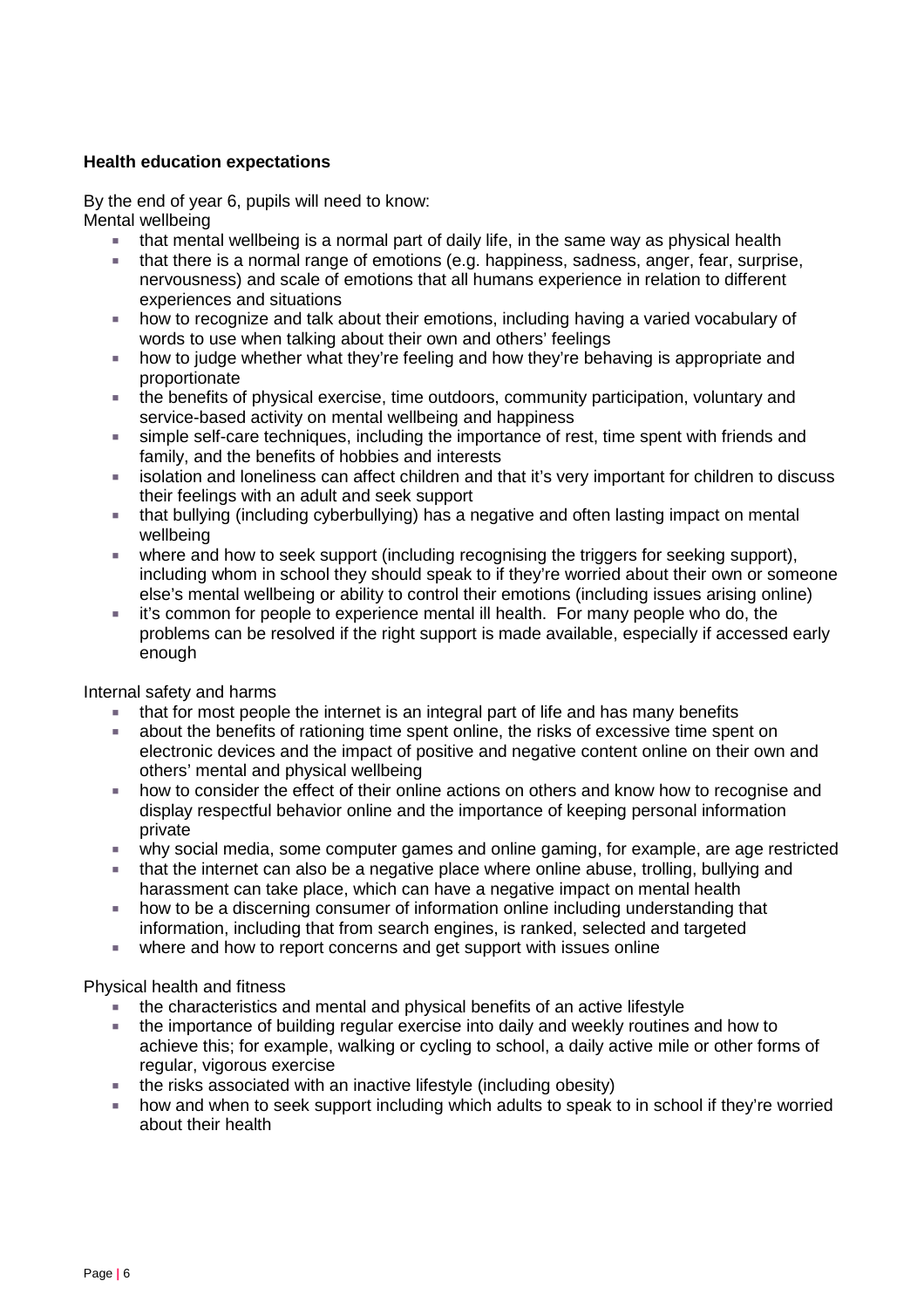**Health education expectations**

By the end of year 6, pupils will need to know:
Mental wellbeing

- that mental wellbeing is a normal part of daily life, in the same way as physical health
- that there is a normal range of emotions (e.g. happiness, sadness, anger, fear, surprise, nervousness) and scale of emotions that all humans experience in relation to different experiences and situations
- how to recognize and talk about their emotions, including having a varied vocabulary of words to use when talking about their own and others' feelings
- how to judge whether what they're feeling and how they're behaving is appropriate and proportionate
- the benefits of physical exercise, time outdoors, community participation, voluntary and service-based activity on mental wellbeing and happiness
- simple self-care techniques, including the importance of rest, time spent with friends and family, and the benefits of hobbies and interests
- isolation and loneliness can affect children and that it's very important for children to discuss their feelings with an adult and seek support
- that bullying (including cyberbullying) has a negative and often lasting impact on mental wellbeing
- where and how to seek support (including recognising the triggers for seeking support), including whom in school they should speak to if they're worried about their own or someone else's mental wellbeing or ability to control their emotions (including issues arising online)
- it's common for people to experience mental ill health. For many people who do, the problems can be resolved if the right support is made available, especially if accessed early enough

Internal safety and harms

- that for most people the internet is an integral part of life and has many benefits
- about the benefits of rationing time spent online, the risks of excessive time spent on electronic devices and the impact of positive and negative content online on their own and others' mental and physical wellbeing
- how to consider the effect of their online actions on others and know how to recognise and display respectful behavior online and the importance of keeping personal information private
- why social media, some computer games and online gaming, for example, are age restricted
- that the internet can also be a negative place where online abuse, trolling, bullying and harassment can take place, which can have a negative impact on mental health
- how to be a discerning consumer of information online including understanding that information, including that from search engines, is ranked, selected and targeted
- where and how to report concerns and get support with issues online

Physical health and fitness

- the characteristics and mental and physical benefits of an active lifestyle
- the importance of building regular exercise into daily and weekly routines and how to achieve this; for example, walking or cycling to school, a daily active mile or other forms of regular, vigorous exercise
- the risks associated with an inactive lifestyle (including obesity)
- how and when to seek support including which adults to speak to in school if they're worried about their health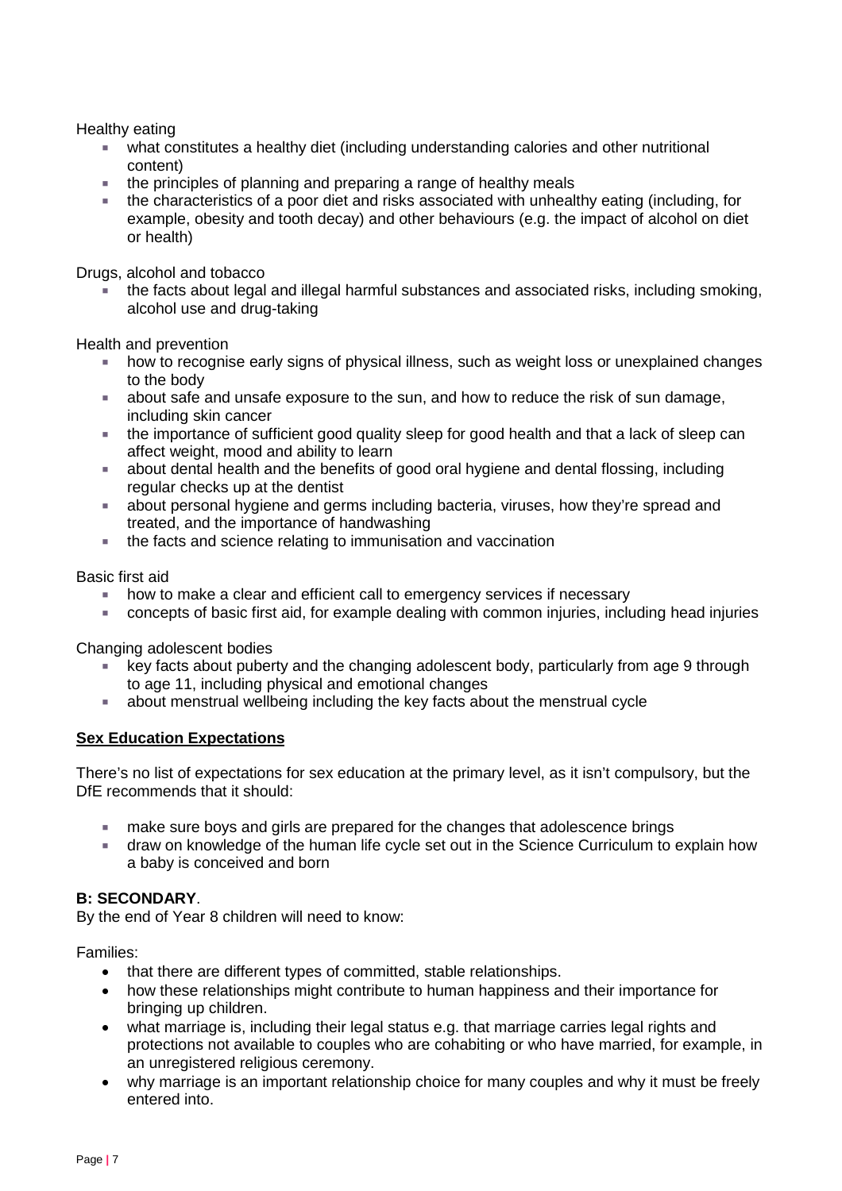Healthy eating

- what constitutes a healthy diet (including understanding calories and other nutritional content)
- the principles of planning and preparing a range of healthy meals
- the characteristics of a poor diet and risks associated with unhealthy eating (including, for example, obesity and tooth decay) and other behaviours (e.g. the impact of alcohol on diet or health)

Drugs, alcohol and tobacco

- the facts about legal and illegal harmful substances and associated risks, including smoking, alcohol use and drug-taking

Health and prevention

- how to recognise early signs of physical illness, such as weight loss or unexplained changes to the body
- about safe and unsafe exposure to the sun, and how to reduce the risk of sun damage, including skin cancer
- the importance of sufficient good quality sleep for good health and that a lack of sleep can affect weight, mood and ability to learn
- about dental health and the benefits of good oral hygiene and dental flossing, including regular checks up at the dentist
- about personal hygiene and germs including bacteria, viruses, how they're spread and treated, and the importance of handwashing
- the facts and science relating to immunisation and vaccination

Basic first aid

- how to make a clear and efficient call to emergency services if necessary
- concepts of basic first aid, for example dealing with common injuries, including head injuries

Changing adolescent bodies

- key facts about puberty and the changing adolescent body, particularly from age 9 through to age 11, including physical and emotional changes
- about menstrual wellbeing including the key facts about the menstrual cycle

**Sex Education Expectations**

There's no list of expectations for sex education at the primary level, as it isn't compulsory, but the DfE recommends that it should:

- make sure boys and girls are prepared for the changes that adolescence brings
- draw on knowledge of the human life cycle set out in the Science Curriculum to explain how a baby is conceived and born

**B: SECONDARY**.

By the end of Year 8 children will need to know:

Families:

- that there are different types of committed, stable relationships.
- how these relationships might contribute to human happiness and their importance for bringing up children.
- what marriage is, including their legal status e.g. that marriage carries legal rights and protections not available to couples who are cohabiting or who have married, for example, in an unregistered religious ceremony.
- why marriage is an important relationship choice for many couples and why it must be freely entered into.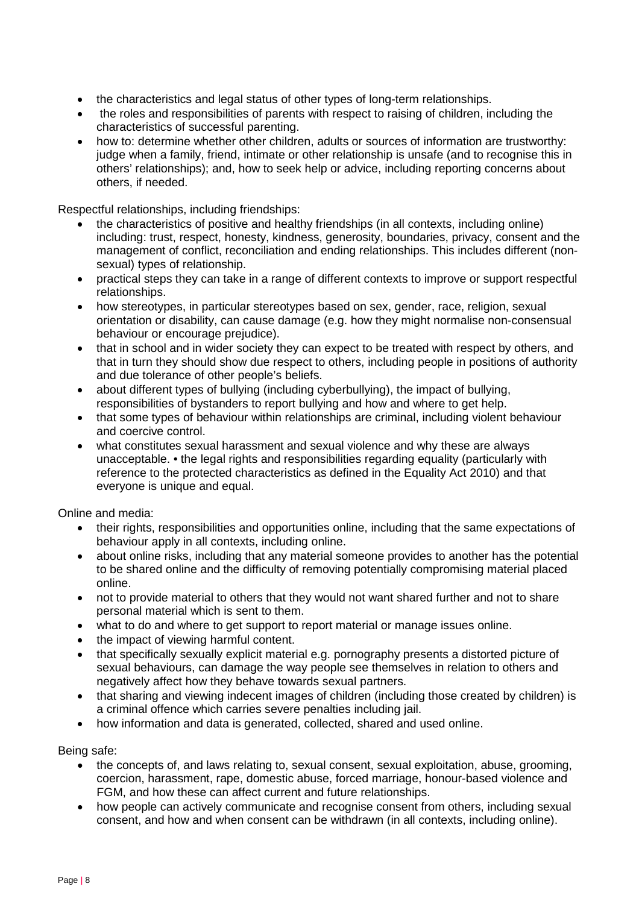- the characteristics and legal status of other types of long-term relationships.
- the roles and responsibilities of parents with respect to raising of children, including the characteristics of successful parenting.
- how to: determine whether other children, adults or sources of information are trustworthy: judge when a family, friend, intimate or other relationship is unsafe (and to recognise this in others' relationships); and, how to seek help or advice, including reporting concerns about others, if needed.

Respectful relationships, including friendships:

- the characteristics of positive and healthy friendships (in all contexts, including online) including: trust, respect, honesty, kindness, generosity, boundaries, privacy, consent and the management of conflict, reconciliation and ending relationships. This includes different (non-sexual) types of relationship.
- practical steps they can take in a range of different contexts to improve or support respectful relationships.
- how stereotypes, in particular stereotypes based on sex, gender, race, religion, sexual orientation or disability, can cause damage (e.g. how they might normalise non-consensual behaviour or encourage prejudice).
- that in school and in wider society they can expect to be treated with respect by others, and that in turn they should show due respect to others, including people in positions of authority and due tolerance of other people's beliefs.
- about different types of bullying (including cyberbullying), the impact of bullying, responsibilities of bystanders to report bullying and how and where to get help.
- that some types of behaviour within relationships are criminal, including violent behaviour and coercive control.
- what constitutes sexual harassment and sexual violence and why these are always unacceptable. • the legal rights and responsibilities regarding equality (particularly with reference to the protected characteristics as defined in the Equality Act 2010) and that everyone is unique and equal.

Online and media:

- their rights, responsibilities and opportunities online, including that the same expectations of behaviour apply in all contexts, including online.
- about online risks, including that any material someone provides to another has the potential to be shared online and the difficulty of removing potentially compromising material placed online.
- not to provide material to others that they would not want shared further and not to share personal material which is sent to them.
- what to do and where to get support to report material or manage issues online.
- the impact of viewing harmful content.
- that specifically sexually explicit material e.g. pornography presents a distorted picture of sexual behaviours, can damage the way people see themselves in relation to others and negatively affect how they behave towards sexual partners.
- that sharing and viewing indecent images of children (including those created by children) is a criminal offence which carries severe penalties including jail.
- how information and data is generated, collected, shared and used online.

Being safe:

- the concepts of, and laws relating to, sexual consent, sexual exploitation, abuse, grooming, coercion, harassment, rape, domestic abuse, forced marriage, honour-based violence and FGM, and how these can affect current and future relationships.
- how people can actively communicate and recognise consent from others, including sexual consent, and how and when consent can be withdrawn (in all contexts, including online).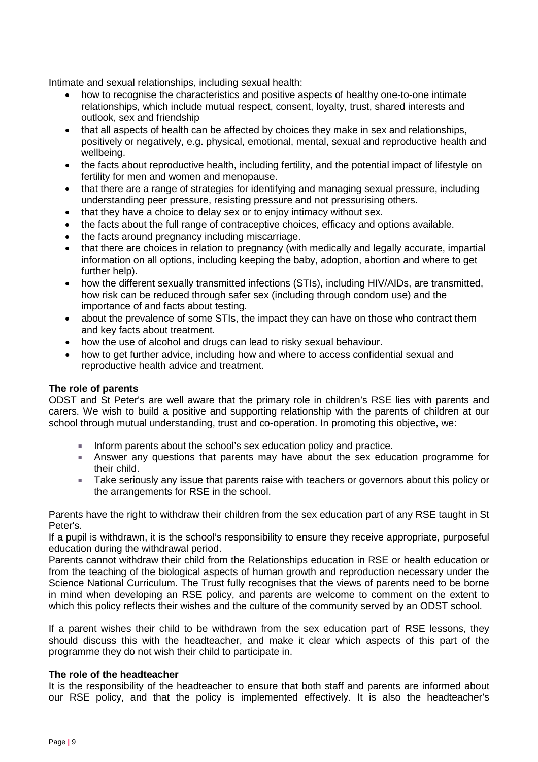Intimate and sexual relationships, including sexual health:

- how to recognise the characteristics and positive aspects of healthy one-to-one intimate relationships, which include mutual respect, consent, loyalty, trust, shared interests and outlook, sex and friendship
- that all aspects of health can be affected by choices they make in sex and relationships, positively or negatively, e.g. physical, emotional, mental, sexual and reproductive health and wellbeing.
- the facts about reproductive health, including fertility, and the potential impact of lifestyle on fertility for men and women and menopause.
- that there are a range of strategies for identifying and managing sexual pressure, including understanding peer pressure, resisting pressure and not pressurising others.
- that they have a choice to delay sex or to enjoy intimacy without sex.
- the facts about the full range of contraceptive choices, efficacy and options available.
- the facts around pregnancy including miscarriage.
- that there are choices in relation to pregnancy (with medically and legally accurate, impartial information on all options, including keeping the baby, adoption, abortion and where to get further help).
- how the different sexually transmitted infections (STIs), including HIV/AIDs, are transmitted, how risk can be reduced through safer sex (including through condom use) and the importance of and facts about testing.
- about the prevalence of some STIs, the impact they can have on those who contract them and key facts about treatment.
- how the use of alcohol and drugs can lead to risky sexual behaviour.
- how to get further advice, including how and where to access confidential sexual and reproductive health advice and treatment.

**The role of parents**

ODST and St Peter's are well aware that the primary role in children's RSE lies with parents and carers. We wish to build a positive and supporting relationship with the parents of children at our school through mutual understanding, trust and co-operation. In promoting this objective, we:

- Inform parents about the school's sex education policy and practice.
- Answer any questions that parents may have about the sex education programme for their child.
- Take seriously any issue that parents raise with teachers or governors about this policy or the arrangements for RSE in the school.

Parents have the right to withdraw their children from the sex education part of any RSE taught in St Peter's.

If a pupil is withdrawn, it is the school's responsibility to ensure they receive appropriate, purposeful education during the withdrawal period.

Parents cannot withdraw their child from the Relationships education in RSE or health education or from the teaching of the biological aspects of human growth and reproduction necessary under the Science National Curriculum. The Trust fully recognises that the views of parents need to be borne in mind when developing an RSE policy, and parents are welcome to comment on the extent to which this policy reflects their wishes and the culture of the community served by an ODST school.

If a parent wishes their child to be withdrawn from the sex education part of RSE lessons, they should discuss this with the headteacher, and make it clear which aspects of this part of the programme they do not wish their child to participate in.

**The role of the headteacher**

It is the responsibility of the headteacher to ensure that both staff and parents are informed about our RSE policy, and that the policy is implemented effectively. It is also the headteacher's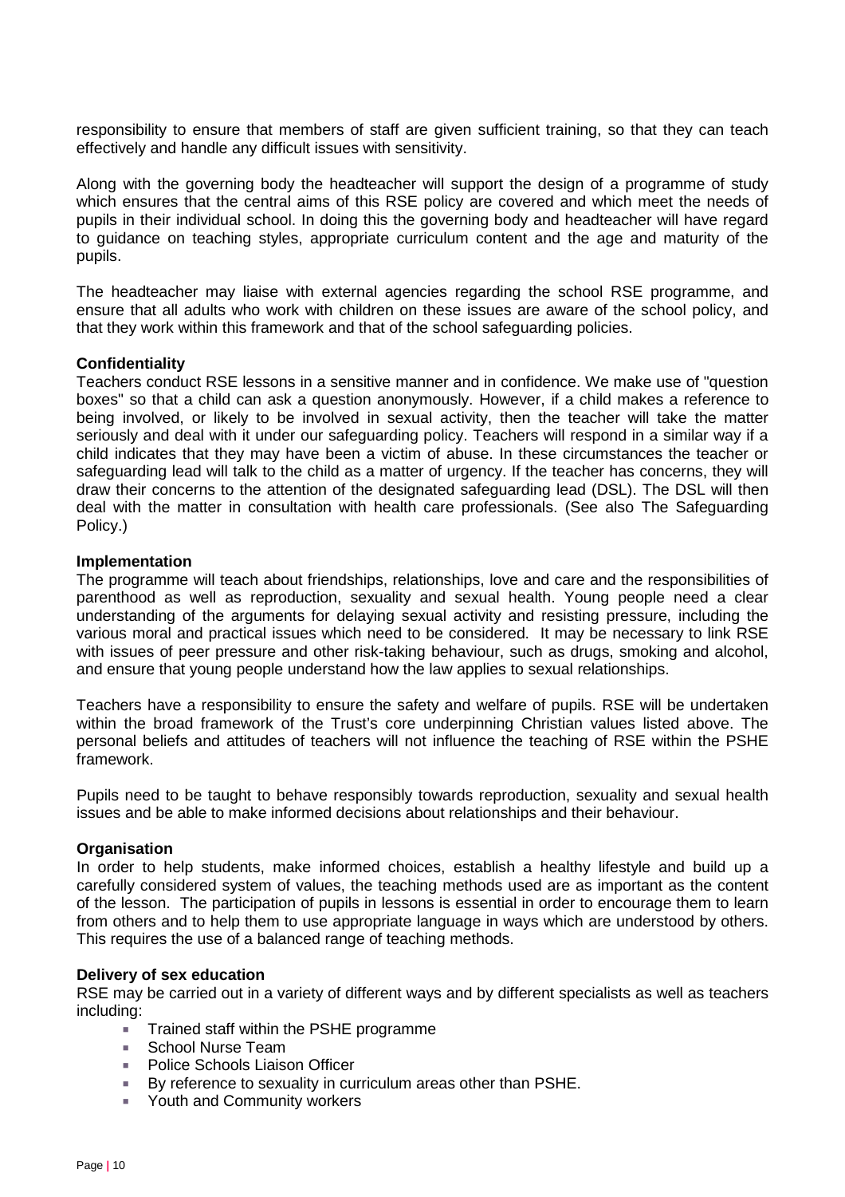responsibility to ensure that members of staff are given sufficient training, so that they can teach effectively and handle any difficult issues with sensitivity.

Along with the governing body the headteacher will support the design of a programme of study which ensures that the central aims of this RSE policy are covered and which meet the needs of pupils in their individual school. In doing this the governing body and headteacher will have regard to guidance on teaching styles, appropriate curriculum content and the age and maturity of the pupils.

The headteacher may liaise with external agencies regarding the school RSE programme, and ensure that all adults who work with children on these issues are aware of the school policy, and that they work within this framework and that of the school safeguarding policies.

**Confidentiality**

Teachers conduct RSE lessons in a sensitive manner and in confidence. We make use of "question boxes" so that a child can ask a question anonymously. However, if a child makes a reference to being involved, or likely to be involved in sexual activity, then the teacher will take the matter seriously and deal with it under our safeguarding policy. Teachers will respond in a similar way if a child indicates that they may have been a victim of abuse. In these circumstances the teacher or safeguarding lead will talk to the child as a matter of urgency. If the teacher has concerns, they will draw their concerns to the attention of the designated safeguarding lead (DSL). The DSL will then deal with the matter in consultation with health care professionals. (See also The Safeguarding Policy.)

**Implementation**

The programme will teach about friendships, relationships, love and care and the responsibilities of parenthood as well as reproduction, sexuality and sexual health. Young people need a clear understanding of the arguments for delaying sexual activity and resisting pressure, including the various moral and practical issues which need to be considered. It may be necessary to link RSE with issues of peer pressure and other risk-taking behaviour, such as drugs, smoking and alcohol, and ensure that young people understand how the law applies to sexual relationships.

Teachers have a responsibility to ensure the safety and welfare of pupils. RSE will be undertaken within the broad framework of the Trust's core underpinning Christian values listed above. The personal beliefs and attitudes of teachers will not influence the teaching of RSE within the PSHE framework.

Pupils need to be taught to behave responsibly towards reproduction, sexuality and sexual health issues and be able to make informed decisions about relationships and their behaviour.

**Organisation**

In order to help students, make informed choices, establish a healthy lifestyle and build up a carefully considered system of values, the teaching methods used are as important as the content of the lesson. The participation of pupils in lessons is essential in order to encourage them to learn from others and to help them to use appropriate language in ways which are understood by others. This requires the use of a balanced range of teaching methods.

**Delivery of sex education**

RSE may be carried out in a variety of different ways and by different specialists as well as teachers including:

- Trained staff within the PSHE programme
- School Nurse Team
- Police Schools Liaison Officer
- By reference to sexuality in curriculum areas other than PSHE.
- Youth and Community workers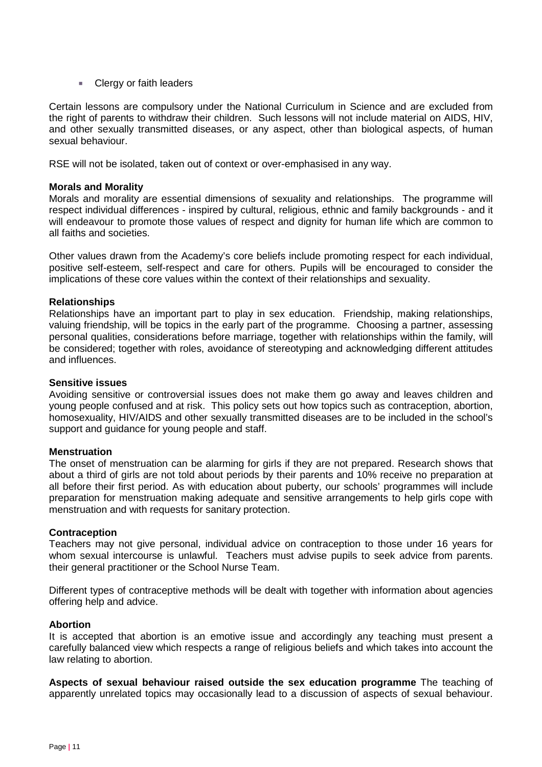- Clergy or faith leaders

Certain lessons are compulsory under the National Curriculum in Science and are excluded from the right of parents to withdraw their children. Such lessons will not include material on AIDS, HIV, and other sexually transmitted diseases, or any aspect, other than biological aspects, of human sexual behaviour.

RSE will not be isolated, taken out of context or over-emphasised in any way.

**Morals and Morality**

Morals and morality are essential dimensions of sexuality and relationships. The programme will respect individual differences - inspired by cultural, religious, ethnic and family backgrounds - and it will endeavour to promote those values of respect and dignity for human life which are common to all faiths and societies.

Other values drawn from the Academy's core beliefs include promoting respect for each individual, positive self-esteem, self-respect and care for others. Pupils will be encouraged to consider the implications of these core values within the context of their relationships and sexuality.

**Relationships**

Relationships have an important part to play in sex education. Friendship, making relationships, valuing friendship, will be topics in the early part of the programme. Choosing a partner, assessing personal qualities, considerations before marriage, together with relationships within the family, will be considered; together with roles, avoidance of stereotyping and acknowledging different attitudes and influences.

**Sensitive issues**

Avoiding sensitive or controversial issues does not make them go away and leaves children and young people confused and at risk. This policy sets out how topics such as contraception, abortion, homosexuality, HIV/AIDS and other sexually transmitted diseases are to be included in the school's support and guidance for young people and staff.

**Menstruation**

The onset of menstruation can be alarming for girls if they are not prepared. Research shows that about a third of girls are not told about periods by their parents and 10% receive no preparation at all before their first period. As with education about puberty, our schools' programmes will include preparation for menstruation making adequate and sensitive arrangements to help girls cope with menstruation and with requests for sanitary protection.

**Contraception**

Teachers may not give personal, individual advice on contraception to those under 16 years for whom sexual intercourse is unlawful. Teachers must advise pupils to seek advice from parents. their general practitioner or the School Nurse Team.

Different types of contraceptive methods will be dealt with together with information about agencies offering help and advice.

**Abortion**

It is accepted that abortion is an emotive issue and accordingly any teaching must present a carefully balanced view which respects a range of religious beliefs and which takes into account the law relating to abortion.

**Aspects of sexual behaviour raised outside the sex education programme** The teaching of apparently unrelated topics may occasionally lead to a discussion of aspects of sexual behaviour.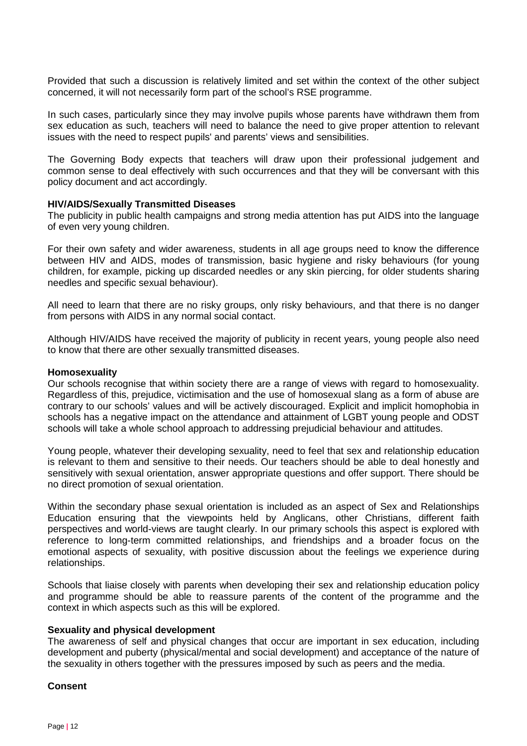Provided that such a discussion is relatively limited and set within the context of the other subject concerned, it will not necessarily form part of the school's RSE programme.

In such cases, particularly since they may involve pupils whose parents have withdrawn them from sex education as such, teachers will need to balance the need to give proper attention to relevant issues with the need to respect pupils' and parents' views and sensibilities.

The Governing Body expects that teachers will draw upon their professional judgement and common sense to deal effectively with such occurrences and that they will be conversant with this policy document and act accordingly.

**HIV/AIDS/Sexually Transmitted Diseases**

The publicity in public health campaigns and strong media attention has put AIDS into the language of even very young children.

For their own safety and wider awareness, students in all age groups need to know the difference between HIV and AIDS, modes of transmission, basic hygiene and risky behaviours (for young children, for example, picking up discarded needles or any skin piercing, for older students sharing needles and specific sexual behaviour).

All need to learn that there are no risky groups, only risky behaviours, and that there is no danger from persons with AIDS in any normal social contact.

Although HIV/AIDS have received the majority of publicity in recent years, young people also need to know that there are other sexually transmitted diseases.

**Homosexuality**

Our schools recognise that within society there are a range of views with regard to homosexuality. Regardless of this, prejudice, victimisation and the use of homosexual slang as a form of abuse are contrary to our schools' values and will be actively discouraged. Explicit and implicit homophobia in schools has a negative impact on the attendance and attainment of LGBT young people and ODST schools will take a whole school approach to addressing prejudicial behaviour and attitudes.

Young people, whatever their developing sexuality, need to feel that sex and relationship education is relevant to them and sensitive to their needs. Our teachers should be able to deal honestly and sensitively with sexual orientation, answer appropriate questions and offer support. There should be no direct promotion of sexual orientation.

Within the secondary phase sexual orientation is included as an aspect of Sex and Relationships Education ensuring that the viewpoints held by Anglicans, other Christians, different faith perspectives and world-views are taught clearly. In our primary schools this aspect is explored with reference to long-term committed relationships, and friendships and a broader focus on the emotional aspects of sexuality, with positive discussion about the feelings we experience during relationships.

Schools that liaise closely with parents when developing their sex and relationship education policy and programme should be able to reassure parents of the content of the programme and the context in which aspects such as this will be explored.

**Sexuality and physical development**

The awareness of self and physical changes that occur are important in sex education, including development and puberty (physical/mental and social development) and acceptance of the nature of the sexuality in others together with the pressures imposed by such as peers and the media.

**Consent**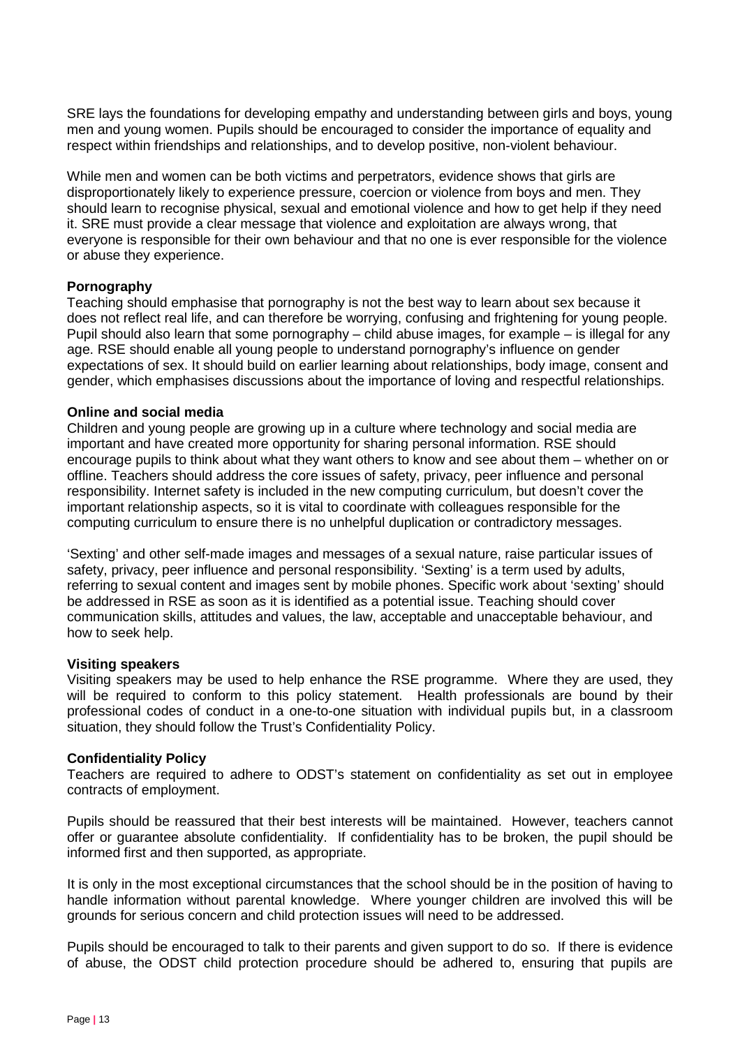SRE lays the foundations for developing empathy and understanding between girls and boys, young men and young women. Pupils should be encouraged to consider the importance of equality and respect within friendships and relationships, and to develop positive, non-violent behaviour.

While men and women can be both victims and perpetrators, evidence shows that girls are disproportionately likely to experience pressure, coercion or violence from boys and men. They should learn to recognise physical, sexual and emotional violence and how to get help if they need it. SRE must provide a clear message that violence and exploitation are always wrong, that everyone is responsible for their own behaviour and that no one is ever responsible for the violence or abuse they experience.

**Pornography**

Teaching should emphasise that pornography is not the best way to learn about sex because it does not reflect real life, and can therefore be worrying, confusing and frightening for young people. Pupil should also learn that some pornography – child abuse images, for example – is illegal for any age. RSE should enable all young people to understand pornography's influence on gender expectations of sex. It should build on earlier learning about relationships, body image, consent and gender, which emphasises discussions about the importance of loving and respectful relationships.

**Online and social media**

Children and young people are growing up in a culture where technology and social media are important and have created more opportunity for sharing personal information. RSE should encourage pupils to think about what they want others to know and see about them – whether on or offline. Teachers should address the core issues of safety, privacy, peer influence and personal responsibility. Internet safety is included in the new computing curriculum, but doesn't cover the important relationship aspects, so it is vital to coordinate with colleagues responsible for the computing curriculum to ensure there is no unhelpful duplication or contradictory messages.

'Sexting' and other self-made images and messages of a sexual nature, raise particular issues of safety, privacy, peer influence and personal responsibility. 'Sexting' is a term used by adults, referring to sexual content and images sent by mobile phones. Specific work about 'sexting' should be addressed in RSE as soon as it is identified as a potential issue. Teaching should cover communication skills, attitudes and values, the law, acceptable and unacceptable behaviour, and how to seek help.

**Visiting speakers**

Visiting speakers may be used to help enhance the RSE programme. Where they are used, they will be required to conform to this policy statement. Health professionals are bound by their professional codes of conduct in a one-to-one situation with individual pupils but, in a classroom situation, they should follow the Trust's Confidentiality Policy.

**Confidentiality Policy**

Teachers are required to adhere to ODST's statement on confidentiality as set out in employee contracts of employment.

Pupils should be reassured that their best interests will be maintained. However, teachers cannot offer or guarantee absolute confidentiality. If confidentiality has to be broken, the pupil should be informed first and then supported, as appropriate.

It is only in the most exceptional circumstances that the school should be in the position of having to handle information without parental knowledge. Where younger children are involved this will be grounds for serious concern and child protection issues will need to be addressed.

Pupils should be encouraged to talk to their parents and given support to do so. If there is evidence of abuse, the ODST child protection procedure should be adhered to, ensuring that pupils are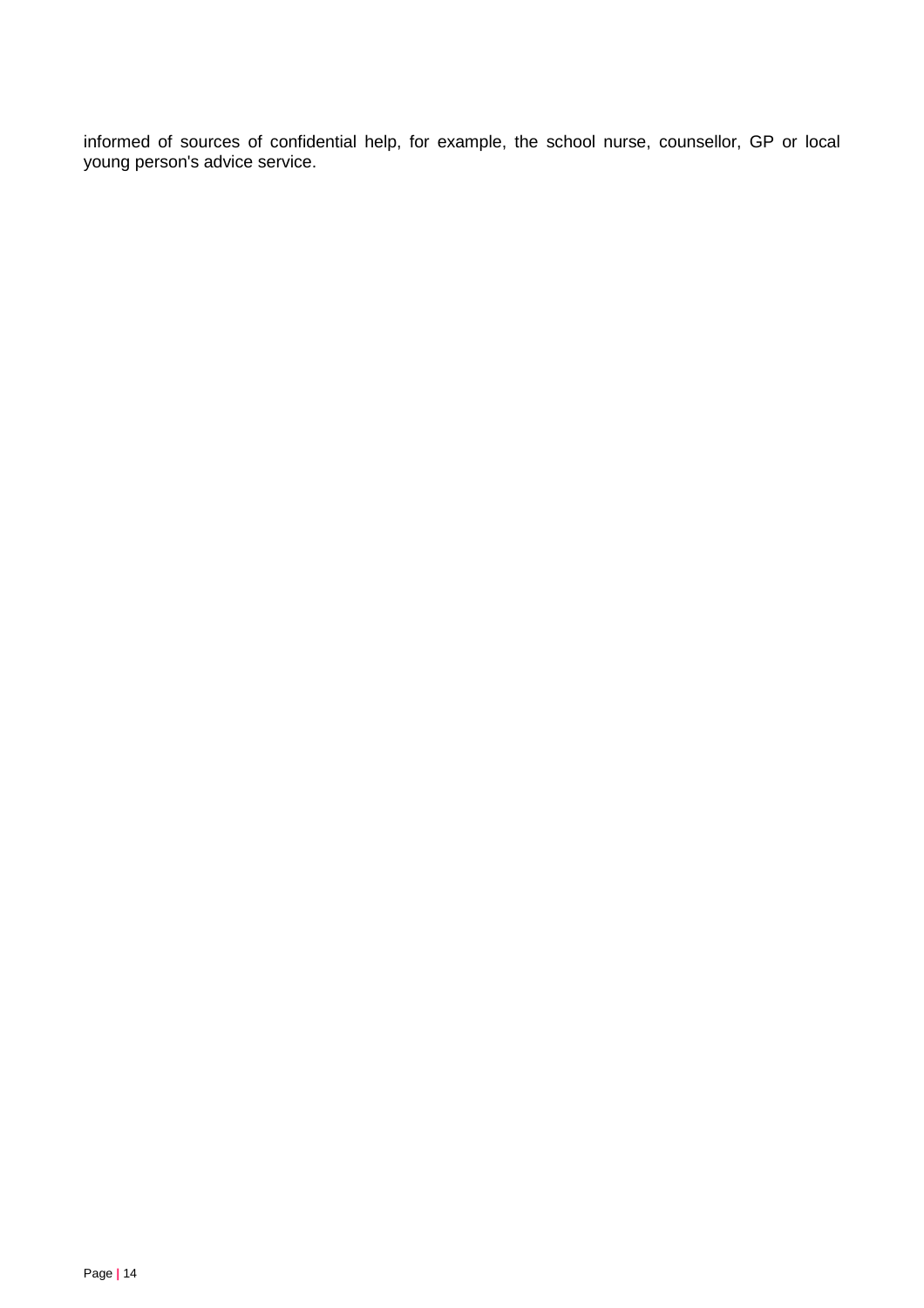informed of sources of confidential help, for example, the school nurse, counsellor, GP or local young person's advice service.